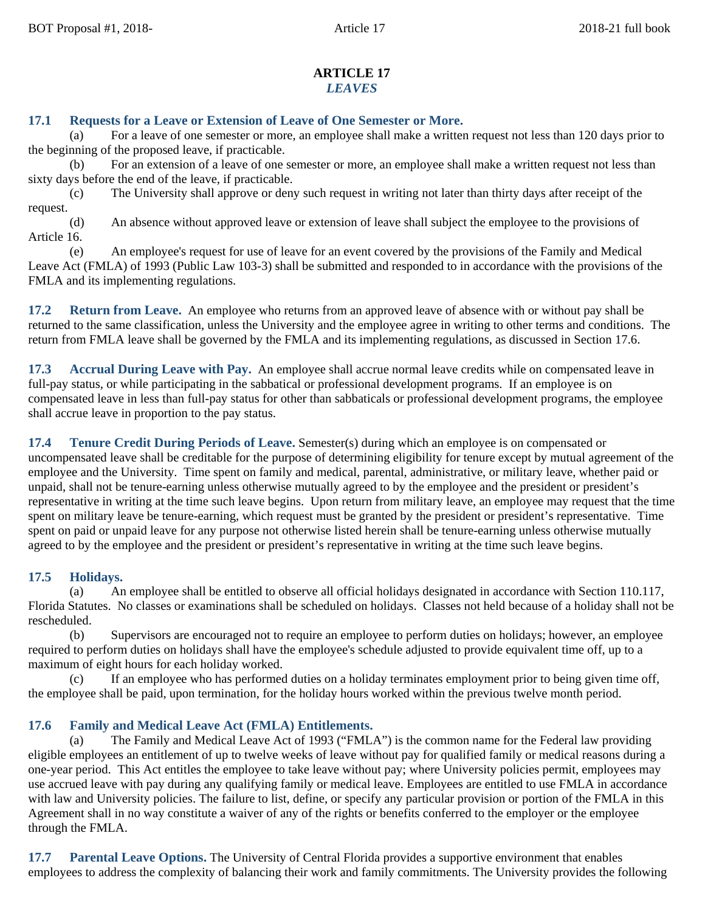# ARTICLE 17
## *LEAVES*

**17.1 Requests for a Leave or Extension of Leave of One Semester or More.**

(a) For a leave of one semester or more, an employee shall make a written request not less than 120 days prior to the beginning of the proposed leave, if practicable.

(b) For an extension of a leave of one semester or more, an employee shall make a written request not less than sixty days before the end of the leave, if practicable.

(c) The University shall approve or deny such request in writing not later than thirty days after receipt of the request.

(d) An absence without approved leave or extension of leave shall subject the employee to the provisions of Article 16.

(e) An employee's request for use of leave for an event covered by the provisions of the Family and Medical Leave Act (FMLA) of 1993 (Public Law 103-3) shall be submitted and responded to in accordance with the provisions of the FMLA and its implementing regulations.

**17.2 Return from Leave.** An employee who returns from an approved leave of absence with or without pay shall be returned to the same classification, unless the University and the employee agree in writing to other terms and conditions. The return from FMLA leave shall be governed by the FMLA and its implementing regulations, as discussed in Section 17.6.

**17.3 Accrual During Leave with Pay.** An employee shall accrue normal leave credits while on compensated leave in full-pay status, or while participating in the sabbatical or professional development programs. If an employee is on compensated leave in less than full-pay status for other than sabbaticals or professional development programs, the employee shall accrue leave in proportion to the pay status.

**17.4 Tenure Credit During Periods of Leave.** Semester(s) during which an employee is on compensated or uncompensated leave shall be creditable for the purpose of determining eligibility for tenure except by mutual agreement of the employee and the University. Time spent on family and medical, parental, administrative, or military leave, whether paid or unpaid, shall not be tenure-earning unless otherwise mutually agreed to by the employee and the president or president's representative in writing at the time such leave begins. Upon return from military leave, an employee may request that the time spent on military leave be tenure-earning, which request must be granted by the president or president's representative. Time spent on paid or unpaid leave for any purpose not otherwise listed herein shall be tenure-earning unless otherwise mutually agreed to by the employee and the president or president's representative in writing at the time such leave begins.

**17.5 Holidays.**

(a) An employee shall be entitled to observe all official holidays designated in accordance with Section 110.117, Florida Statutes. No classes or examinations shall be scheduled on holidays. Classes not held because of a holiday shall not be rescheduled.

(b) Supervisors are encouraged not to require an employee to perform duties on holidays; however, an employee required to perform duties on holidays shall have the employee's schedule adjusted to provide equivalent time off, up to a maximum of eight hours for each holiday worked.

(c) If an employee who has performed duties on a holiday terminates employment prior to being given time off, the employee shall be paid, upon termination, for the holiday hours worked within the previous twelve month period.

**17.6 Family and Medical Leave Act (FMLA) Entitlements.**

(a) The Family and Medical Leave Act of 1993 ("FMLA") is the common name for the Federal law providing eligible employees an entitlement of up to twelve weeks of leave without pay for qualified family or medical reasons during a one-year period. This Act entitles the employee to take leave without pay; where University policies permit, employees may use accrued leave with pay during any qualifying family or medical leave. Employees are entitled to use FMLA in accordance with law and University policies. The failure to list, define, or specify any particular provision or portion of the FMLA in this Agreement shall in no way constitute a waiver of any of the rights or benefits conferred to the employer or the employee through the FMLA.

**17.7 Parental Leave Options.** The University of Central Florida provides a supportive environment that enables employees to address the complexity of balancing their work and family commitments. The University provides the following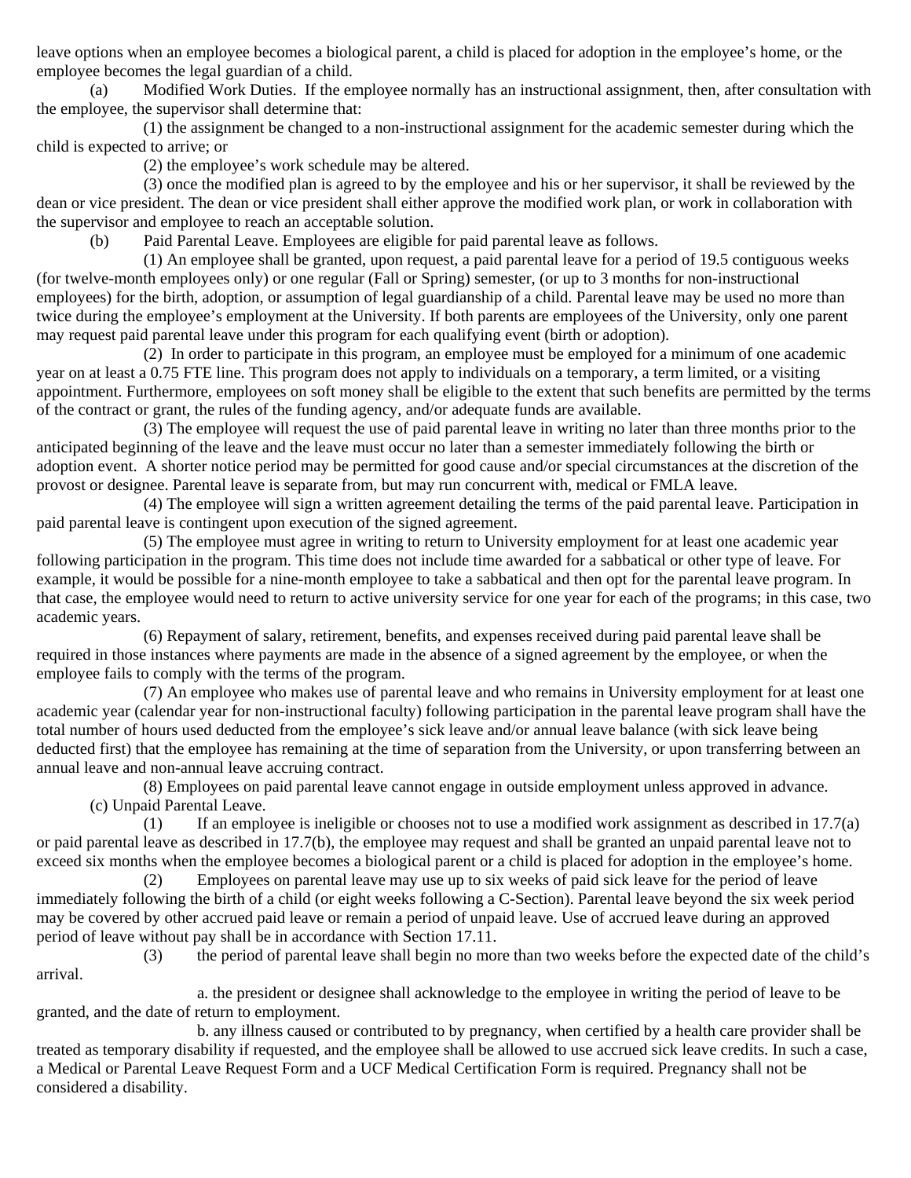leave options when an employee becomes a biological parent, a child is placed for adoption in the employee's home, or the employee becomes the legal guardian of a child.

(a) Modified Work Duties. If the employee normally has an instructional assignment, then, after consultation with the employee, the supervisor shall determine that:

(1) the assignment be changed to a non-instructional assignment for the academic semester during which the child is expected to arrive; or

(2) the employee's work schedule may be altered.

(3) once the modified plan is agreed to by the employee and his or her supervisor, it shall be reviewed by the dean or vice president. The dean or vice president shall either approve the modified work plan, or work in collaboration with the supervisor and employee to reach an acceptable solution.

(b) Paid Parental Leave. Employees are eligible for paid parental leave as follows.

(1) An employee shall be granted, upon request, a paid parental leave for a period of 19.5 contiguous weeks (for twelve-month employees only) or one regular (Fall or Spring) semester, (or up to 3 months for non-instructional employees) for the birth, adoption, or assumption of legal guardianship of a child. Parental leave may be used no more than twice during the employee's employment at the University. If both parents are employees of the University, only one parent may request paid parental leave under this program for each qualifying event (birth or adoption).

(2) In order to participate in this program, an employee must be employed for a minimum of one academic year on at least a 0.75 FTE line. This program does not apply to individuals on a temporary, a term limited, or a visiting appointment. Furthermore, employees on soft money shall be eligible to the extent that such benefits are permitted by the terms of the contract or grant, the rules of the funding agency, and/or adequate funds are available.

(3) The employee will request the use of paid parental leave in writing no later than three months prior to the anticipated beginning of the leave and the leave must occur no later than a semester immediately following the birth or adoption event. A shorter notice period may be permitted for good cause and/or special circumstances at the discretion of the provost or designee. Parental leave is separate from, but may run concurrent with, medical or FMLA leave.

(4) The employee will sign a written agreement detailing the terms of the paid parental leave. Participation in paid parental leave is contingent upon execution of the signed agreement.

(5) The employee must agree in writing to return to University employment for at least one academic year following participation in the program. This time does not include time awarded for a sabbatical or other type of leave. For example, it would be possible for a nine-month employee to take a sabbatical and then opt for the parental leave program. In that case, the employee would need to return to active university service for one year for each of the programs; in this case, two academic years.

(6) Repayment of salary, retirement, benefits, and expenses received during paid parental leave shall be required in those instances where payments are made in the absence of a signed agreement by the employee, or when the employee fails to comply with the terms of the program.

(7) An employee who makes use of parental leave and who remains in University employment for at least one academic year (calendar year for non-instructional faculty) following participation in the parental leave program shall have the total number of hours used deducted from the employee's sick leave and/or annual leave balance (with sick leave being deducted first) that the employee has remaining at the time of separation from the University, or upon transferring between an annual leave and non-annual leave accruing contract.

(8) Employees on paid parental leave cannot engage in outside employment unless approved in advance.

(c) Unpaid Parental Leave.

(1) If an employee is ineligible or chooses not to use a modified work assignment as described in 17.7(a) or paid parental leave as described in 17.7(b), the employee may request and shall be granted an unpaid parental leave not to exceed six months when the employee becomes a biological parent or a child is placed for adoption in the employee's home.

(2) Employees on parental leave may use up to six weeks of paid sick leave for the period of leave immediately following the birth of a child (or eight weeks following a C-Section). Parental leave beyond the six week period may be covered by other accrued paid leave or remain a period of unpaid leave. Use of accrued leave during an approved period of leave without pay shall be in accordance with Section 17.11.

(3) the period of parental leave shall begin no more than two weeks before the expected date of the child's arrival.

a. the president or designee shall acknowledge to the employee in writing the period of leave to be granted, and the date of return to employment.

b. any illness caused or contributed to by pregnancy, when certified by a health care provider shall be treated as temporary disability if requested, and the employee shall be allowed to use accrued sick leave credits. In such a case, a Medical or Parental Leave Request Form and a UCF Medical Certification Form is required. Pregnancy shall not be considered a disability.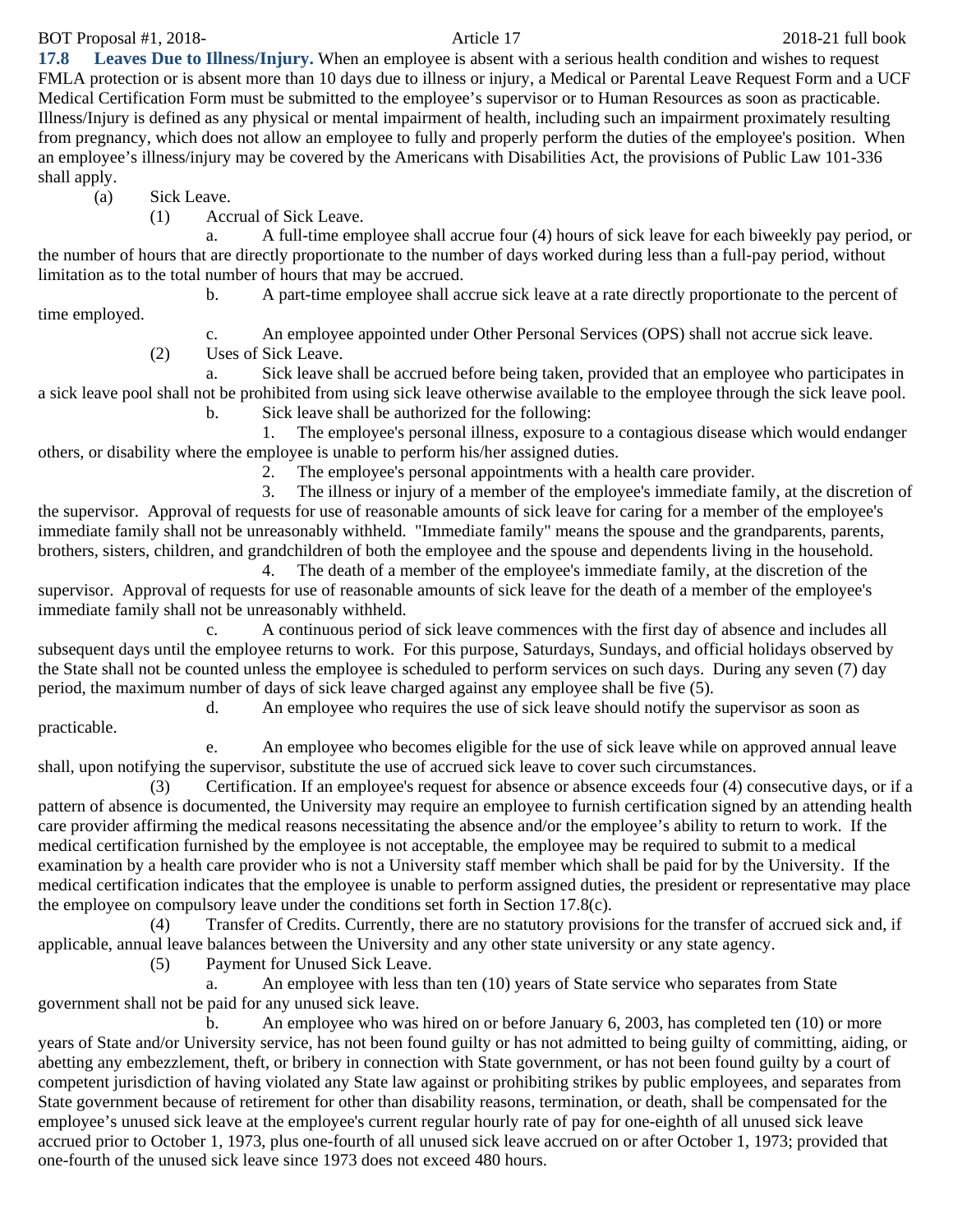**17.8 Leaves Due to Illness/Injury.** When an employee is absent with a serious health condition and wishes to request FMLA protection or is absent more than 10 days due to illness or injury, a Medical or Parental Leave Request Form and a UCF Medical Certification Form must be submitted to the employee's supervisor or to Human Resources as soon as practicable. Illness/Injury is defined as any physical or mental impairment of health, including such an impairment proximately resulting from pregnancy, which does not allow an employee to fully and properly perform the duties of the employee's position. When an employee's illness/injury may be covered by the Americans with Disabilities Act, the provisions of Public Law 101-336 shall apply.

(a) Sick Leave.

(1) Accrual of Sick Leave.

a. A full-time employee shall accrue four (4) hours of sick leave for each biweekly pay period, or the number of hours that are directly proportionate to the number of days worked during less than a full-pay period, without limitation as to the total number of hours that may be accrued.

b. A part-time employee shall accrue sick leave at a rate directly proportionate to the percent of time employed.

c. An employee appointed under Other Personal Services (OPS) shall not accrue sick leave.

(2) Uses of Sick Leave.

a. Sick leave shall be accrued before being taken, provided that an employee who participates in a sick leave pool shall not be prohibited from using sick leave otherwise available to the employee through the sick leave pool.

b. Sick leave shall be authorized for the following:

1. The employee's personal illness, exposure to a contagious disease which would endanger others, or disability where the employee is unable to perform his/her assigned duties.

2. The employee's personal appointments with a health care provider.

3. The illness or injury of a member of the employee's immediate family, at the discretion of the supervisor. Approval of requests for use of reasonable amounts of sick leave for caring for a member of the employee's immediate family shall not be unreasonably withheld. "Immediate family" means the spouse and the grandparents, parents, brothers, sisters, children, and grandchildren of both the employee and the spouse and dependents living in the household.

4. The death of a member of the employee's immediate family, at the discretion of the supervisor. Approval of requests for use of reasonable amounts of sick leave for the death of a member of the employee's immediate family shall not be unreasonably withheld.

c. A continuous period of sick leave commences with the first day of absence and includes all subsequent days until the employee returns to work. For this purpose, Saturdays, Sundays, and official holidays observed by the State shall not be counted unless the employee is scheduled to perform services on such days. During any seven (7) day period, the maximum number of days of sick leave charged against any employee shall be five (5).

d. An employee who requires the use of sick leave should notify the supervisor as soon as practicable.

e. An employee who becomes eligible for the use of sick leave while on approved annual leave shall, upon notifying the supervisor, substitute the use of accrued sick leave to cover such circumstances.

(3) Certification. If an employee's request for absence or absence exceeds four (4) consecutive days, or if a pattern of absence is documented, the University may require an employee to furnish certification signed by an attending health care provider affirming the medical reasons necessitating the absence and/or the employee's ability to return to work. If the medical certification furnished by the employee is not acceptable, the employee may be required to submit to a medical examination by a health care provider who is not a University staff member which shall be paid for by the University. If the medical certification indicates that the employee is unable to perform assigned duties, the president or representative may place the employee on compulsory leave under the conditions set forth in Section 17.8(c).

(4) Transfer of Credits. Currently, there are no statutory provisions for the transfer of accrued sick and, if applicable, annual leave balances between the University and any other state university or any state agency.

(5) Payment for Unused Sick Leave.

a. An employee with less than ten (10) years of State service who separates from State government shall not be paid for any unused sick leave.

b. An employee who was hired on or before January 6, 2003, has completed ten (10) or more years of State and/or University service, has not been found guilty or has not admitted to being guilty of committing, aiding, or abetting any embezzlement, theft, or bribery in connection with State government, or has not been found guilty by a court of competent jurisdiction of having violated any State law against or prohibiting strikes by public employees, and separates from State government because of retirement for other than disability reasons, termination, or death, shall be compensated for the employee's unused sick leave at the employee's current regular hourly rate of pay for one-eighth of all unused sick leave accrued prior to October 1, 1973, plus one-fourth of all unused sick leave accrued on or after October 1, 1973; provided that one-fourth of the unused sick leave since 1973 does not exceed 480 hours.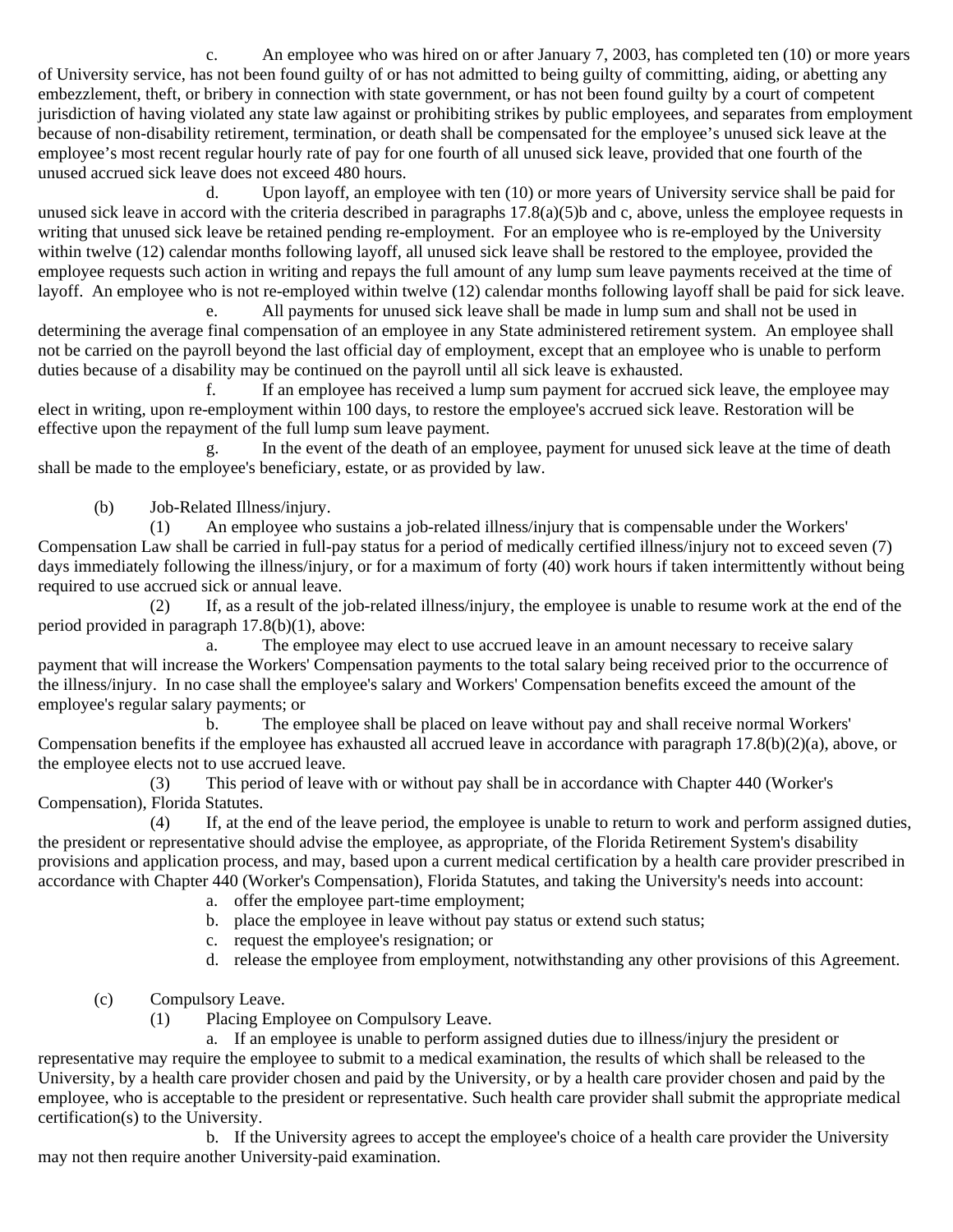c. An employee who was hired on or after January 7, 2003, has completed ten (10) or more years of University service, has not been found guilty of or has not admitted to being guilty of committing, aiding, or abetting any embezzlement, theft, or bribery in connection with state government, or has not been found guilty by a court of competent jurisdiction of having violated any state law against or prohibiting strikes by public employees, and separates from employment because of non-disability retirement, termination, or death shall be compensated for the employee's unused sick leave at the employee's most recent regular hourly rate of pay for one fourth of all unused sick leave, provided that one fourth of the unused accrued sick leave does not exceed 480 hours.

d. Upon layoff, an employee with ten (10) or more years of University service shall be paid for unused sick leave in accord with the criteria described in paragraphs 17.8(a)(5)b and c, above, unless the employee requests in writing that unused sick leave be retained pending re-employment. For an employee who is re-employed by the University within twelve (12) calendar months following layoff, all unused sick leave shall be restored to the employee, provided the employee requests such action in writing and repays the full amount of any lump sum leave payments received at the time of layoff. An employee who is not re-employed within twelve (12) calendar months following layoff shall be paid for sick leave.

e. All payments for unused sick leave shall be made in lump sum and shall not be used in determining the average final compensation of an employee in any State administered retirement system. An employee shall not be carried on the payroll beyond the last official day of employment, except that an employee who is unable to perform duties because of a disability may be continued on the payroll until all sick leave is exhausted.

f. If an employee has received a lump sum payment for accrued sick leave, the employee may elect in writing, upon re-employment within 100 days, to restore the employee's accrued sick leave. Restoration will be effective upon the repayment of the full lump sum leave payment.

g. In the event of the death of an employee, payment for unused sick leave at the time of death shall be made to the employee's beneficiary, estate, or as provided by law.

(b) Job-Related Illness/injury.

(1) An employee who sustains a job-related illness/injury that is compensable under the Workers' Compensation Law shall be carried in full-pay status for a period of medically certified illness/injury not to exceed seven (7) days immediately following the illness/injury, or for a maximum of forty (40) work hours if taken intermittently without being required to use accrued sick or annual leave.

(2) If, as a result of the job-related illness/injury, the employee is unable to resume work at the end of the period provided in paragraph 17.8(b)(1), above:

a. The employee may elect to use accrued leave in an amount necessary to receive salary payment that will increase the Workers' Compensation payments to the total salary being received prior to the occurrence of the illness/injury. In no case shall the employee's salary and Workers' Compensation benefits exceed the amount of the employee's regular salary payments; or

b. The employee shall be placed on leave without pay and shall receive normal Workers' Compensation benefits if the employee has exhausted all accrued leave in accordance with paragraph 17.8(b)(2)(a), above, or the employee elects not to use accrued leave.

(3) This period of leave with or without pay shall be in accordance with Chapter 440 (Worker's Compensation), Florida Statutes.

(4) If, at the end of the leave period, the employee is unable to return to work and perform assigned duties, the president or representative should advise the employee, as appropriate, of the Florida Retirement System's disability provisions and application process, and may, based upon a current medical certification by a health care provider prescribed in accordance with Chapter 440 (Worker's Compensation), Florida Statutes, and taking the University's needs into account:

a. offer the employee part-time employment;
b. place the employee in leave without pay status or extend such status;
c. request the employee's resignation; or
d. release the employee from employment, notwithstanding any other provisions of this Agreement.

(c) Compulsory Leave.

(1) Placing Employee on Compulsory Leave.

a. If an employee is unable to perform assigned duties due to illness/injury the president or representative may require the employee to submit to a medical examination, the results of which shall be released to the University, by a health care provider chosen and paid by the University, or by a health care provider chosen and paid by the employee, who is acceptable to the president or representative. Such health care provider shall submit the appropriate medical certification(s) to the University.

b. If the University agrees to accept the employee's choice of a health care provider the University may not then require another University-paid examination.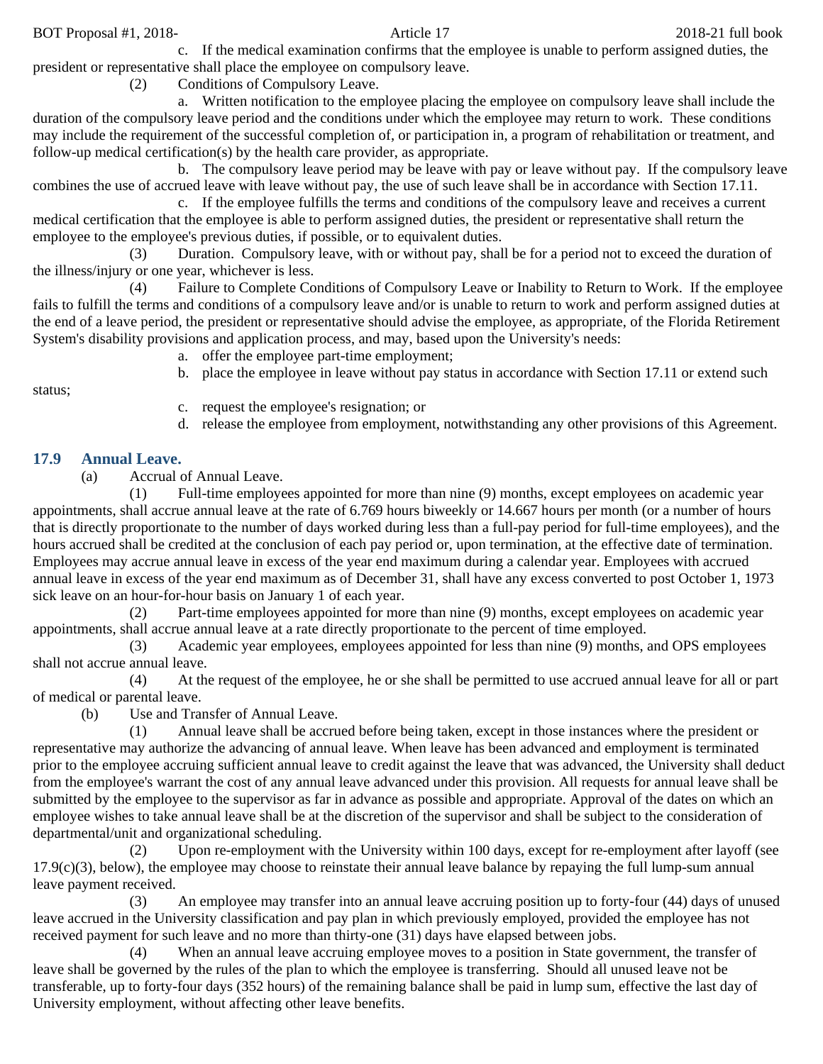c. If the medical examination confirms that the employee is unable to perform assigned duties, the president or representative shall place the employee on compulsory leave.

(2) Conditions of Compulsory Leave.

a. Written notification to the employee placing the employee on compulsory leave shall include the duration of the compulsory leave period and the conditions under which the employee may return to work. These conditions may include the requirement of the successful completion of, or participation in, a program of rehabilitation or treatment, and follow-up medical certification(s) by the health care provider, as appropriate.

b. The compulsory leave period may be leave with pay or leave without pay. If the compulsory leave combines the use of accrued leave with leave without pay, the use of such leave shall be in accordance with Section 17.11.

c. If the employee fulfills the terms and conditions of the compulsory leave and receives a current medical certification that the employee is able to perform assigned duties, the president or representative shall return the employee to the employee's previous duties, if possible, or to equivalent duties.

(3) Duration. Compulsory leave, with or without pay, shall be for a period not to exceed the duration of the illness/injury or one year, whichever is less.

(4) Failure to Complete Conditions of Compulsory Leave or Inability to Return to Work. If the employee fails to fulfill the terms and conditions of a compulsory leave and/or is unable to return to work and perform assigned duties at the end of a leave period, the president or representative should advise the employee, as appropriate, of the Florida Retirement System's disability provisions and application process, and may, based upon the University's needs:

a. offer the employee part-time employment;

b. place the employee in leave without pay status in accordance with Section 17.11 or extend such status;

c. request the employee's resignation; or

d. release the employee from employment, notwithstanding any other provisions of this Agreement.

## 17.9 Annual Leave.

(a) Accrual of Annual Leave.

(1) Full-time employees appointed for more than nine (9) months, except employees on academic year appointments, shall accrue annual leave at the rate of 6.769 hours biweekly or 14.667 hours per month (or a number of hours that is directly proportionate to the number of days worked during less than a full-pay period for full-time employees), and the hours accrued shall be credited at the conclusion of each pay period or, upon termination, at the effective date of termination. Employees may accrue annual leave in excess of the year end maximum during a calendar year. Employees with accrued annual leave in excess of the year end maximum as of December 31, shall have any excess converted to post October 1, 1973 sick leave on an hour-for-hour basis on January 1 of each year.

(2) Part-time employees appointed for more than nine (9) months, except employees on academic year appointments, shall accrue annual leave at a rate directly proportionate to the percent of time employed.

(3) Academic year employees, employees appointed for less than nine (9) months, and OPS employees shall not accrue annual leave.

(4) At the request of the employee, he or she shall be permitted to use accrued annual leave for all or part of medical or parental leave.

(b) Use and Transfer of Annual Leave.

(1) Annual leave shall be accrued before being taken, except in those instances where the president or representative may authorize the advancing of annual leave. When leave has been advanced and employment is terminated prior to the employee accruing sufficient annual leave to credit against the leave that was advanced, the University shall deduct from the employee's warrant the cost of any annual leave advanced under this provision. All requests for annual leave shall be submitted by the employee to the supervisor as far in advance as possible and appropriate. Approval of the dates on which an employee wishes to take annual leave shall be at the discretion of the supervisor and shall be subject to the consideration of departmental/unit and organizational scheduling.

(2) Upon re-employment with the University within 100 days, except for re-employment after layoff (see 17.9(c)(3), below), the employee may choose to reinstate their annual leave balance by repaying the full lump-sum annual leave payment received.

(3) An employee may transfer into an annual leave accruing position up to forty-four (44) days of unused leave accrued in the University classification and pay plan in which previously employed, provided the employee has not received payment for such leave and no more than thirty-one (31) days have elapsed between jobs.

(4) When an annual leave accruing employee moves to a position in State government, the transfer of leave shall be governed by the rules of the plan to which the employee is transferring. Should all unused leave not be transferable, up to forty-four days (352 hours) of the remaining balance shall be paid in lump sum, effective the last day of University employment, without affecting other leave benefits.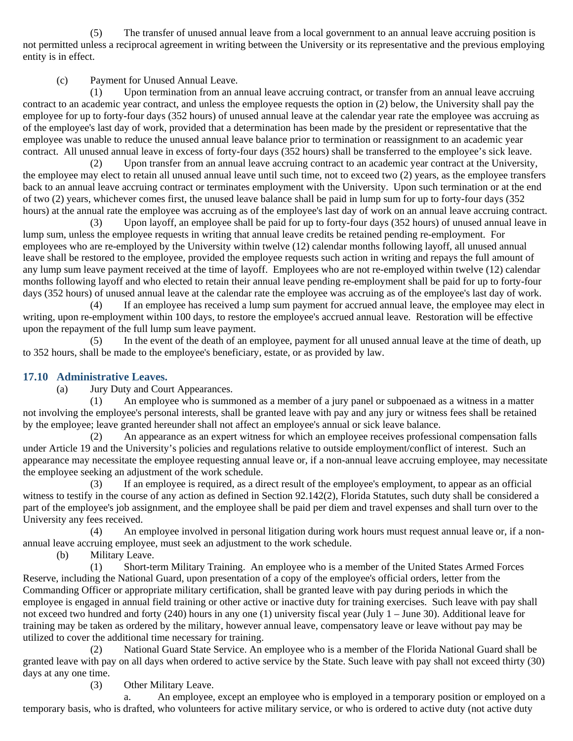(5) The transfer of unused annual leave from a local government to an annual leave accruing position is not permitted unless a reciprocal agreement in writing between the University or its representative and the previous employing entity is in effect.

(c) Payment for Unused Annual Leave.

(1) Upon termination from an annual leave accruing contract, or transfer from an annual leave accruing contract to an academic year contract, and unless the employee requests the option in (2) below, the University shall pay the employee for up to forty-four days (352 hours) of unused annual leave at the calendar year rate the employee was accruing as of the employee's last day of work, provided that a determination has been made by the president or representative that the employee was unable to reduce the unused annual leave balance prior to termination or reassignment to an academic year contract. All unused annual leave in excess of forty-four days (352 hours) shall be transferred to the employee's sick leave.

(2) Upon transfer from an annual leave accruing contract to an academic year contract at the University, the employee may elect to retain all unused annual leave until such time, not to exceed two (2) years, as the employee transfers back to an annual leave accruing contract or terminates employment with the University. Upon such termination or at the end of two (2) years, whichever comes first, the unused leave balance shall be paid in lump sum for up to forty-four days (352 hours) at the annual rate the employee was accruing as of the employee's last day of work on an annual leave accruing contract.

(3) Upon layoff, an employee shall be paid for up to forty-four days (352 hours) of unused annual leave in lump sum, unless the employee requests in writing that annual leave credits be retained pending re-employment. For employees who are re-employed by the University within twelve (12) calendar months following layoff, all unused annual leave shall be restored to the employee, provided the employee requests such action in writing and repays the full amount of any lump sum leave payment received at the time of layoff. Employees who are not re-employed within twelve (12) calendar months following layoff and who elected to retain their annual leave pending re-employment shall be paid for up to forty-four days (352 hours) of unused annual leave at the calendar rate the employee was accruing as of the employee's last day of work.

(4) If an employee has received a lump sum payment for accrued annual leave, the employee may elect in writing, upon re-employment within 100 days, to restore the employee's accrued annual leave. Restoration will be effective upon the repayment of the full lump sum leave payment.

(5) In the event of the death of an employee, payment for all unused annual leave at the time of death, up to 352 hours, shall be made to the employee's beneficiary, estate, or as provided by law.

### 17.10 Administrative Leaves.

(a) Jury Duty and Court Appearances.

(1) An employee who is summoned as a member of a jury panel or subpoenaed as a witness in a matter not involving the employee's personal interests, shall be granted leave with pay and any jury or witness fees shall be retained by the employee; leave granted hereunder shall not affect an employee's annual or sick leave balance.

(2) An appearance as an expert witness for which an employee receives professional compensation falls under Article 19 and the University's policies and regulations relative to outside employment/conflict of interest. Such an appearance may necessitate the employee requesting annual leave or, if a non-annual leave accruing employee, may necessitate the employee seeking an adjustment of the work schedule.

(3) If an employee is required, as a direct result of the employee's employment, to appear as an official witness to testify in the course of any action as defined in Section 92.142(2), Florida Statutes, such duty shall be considered a part of the employee's job assignment, and the employee shall be paid per diem and travel expenses and shall turn over to the University any fees received.

(4) An employee involved in personal litigation during work hours must request annual leave or, if a non-annual leave accruing employee, must seek an adjustment to the work schedule.

(b) Military Leave.

(1) Short-term Military Training. An employee who is a member of the United States Armed Forces Reserve, including the National Guard, upon presentation of a copy of the employee's official orders, letter from the Commanding Officer or appropriate military certification, shall be granted leave with pay during periods in which the employee is engaged in annual field training or other active or inactive duty for training exercises. Such leave with pay shall not exceed two hundred and forty (240) hours in any one (1) university fiscal year (July 1 – June 30). Additional leave for training may be taken as ordered by the military, however annual leave, compensatory leave or leave without pay may be utilized to cover the additional time necessary for training.

(2) National Guard State Service. An employee who is a member of the Florida National Guard shall be granted leave with pay on all days when ordered to active service by the State. Such leave with pay shall not exceed thirty (30) days at any one time.

(3) Other Military Leave.

a. An employee, except an employee who is employed in a temporary position or employed on a temporary basis, who is drafted, who volunteers for active military service, or who is ordered to active duty (not active duty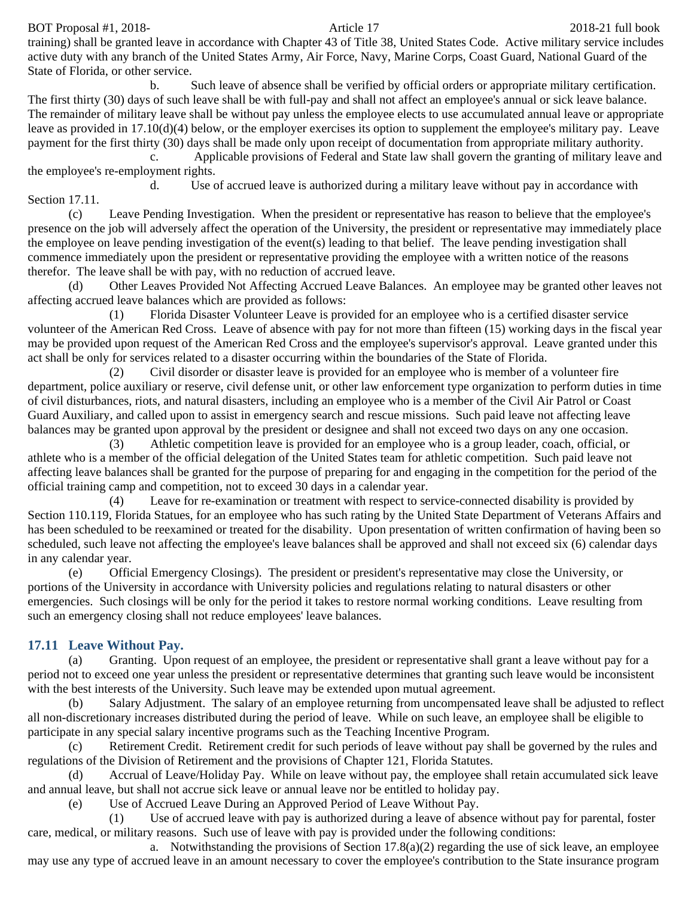training) shall be granted leave in accordance with Chapter 43 of Title 38, United States Code. Active military service includes active duty with any branch of the United States Army, Air Force, Navy, Marine Corps, Coast Guard, National Guard of the State of Florida, or other service.

b. Such leave of absence shall be verified by official orders or appropriate military certification. The first thirty (30) days of such leave shall be with full-pay and shall not affect an employee's annual or sick leave balance. The remainder of military leave shall be without pay unless the employee elects to use accumulated annual leave or appropriate leave as provided in 17.10(d)(4) below, or the employer exercises its option to supplement the employee's military pay. Leave payment for the first thirty (30) days shall be made only upon receipt of documentation from appropriate military authority.

c. Applicable provisions of Federal and State law shall govern the granting of military leave and the employee's re-employment rights.

d. Use of accrued leave is authorized during a military leave without pay in accordance with Section 17.11.

(c) Leave Pending Investigation. When the president or representative has reason to believe that the employee's presence on the job will adversely affect the operation of the University, the president or representative may immediately place the employee on leave pending investigation of the event(s) leading to that belief. The leave pending investigation shall commence immediately upon the president or representative providing the employee with a written notice of the reasons therefor. The leave shall be with pay, with no reduction of accrued leave.

(d) Other Leaves Provided Not Affecting Accrued Leave Balances. An employee may be granted other leaves not affecting accrued leave balances which are provided as follows:

(1) Florida Disaster Volunteer Leave is provided for an employee who is a certified disaster service volunteer of the American Red Cross. Leave of absence with pay for not more than fifteen (15) working days in the fiscal year may be provided upon request of the American Red Cross and the employee's supervisor's approval. Leave granted under this act shall be only for services related to a disaster occurring within the boundaries of the State of Florida.

(2) Civil disorder or disaster leave is provided for an employee who is member of a volunteer fire department, police auxiliary or reserve, civil defense unit, or other law enforcement type organization to perform duties in time of civil disturbances, riots, and natural disasters, including an employee who is a member of the Civil Air Patrol or Coast Guard Auxiliary, and called upon to assist in emergency search and rescue missions. Such paid leave not affecting leave balances may be granted upon approval by the president or designee and shall not exceed two days on any one occasion.

(3) Athletic competition leave is provided for an employee who is a group leader, coach, official, or athlete who is a member of the official delegation of the United States team for athletic competition. Such paid leave not affecting leave balances shall be granted for the purpose of preparing for and engaging in the competition for the period of the official training camp and competition, not to exceed 30 days in a calendar year.

(4) Leave for re-examination or treatment with respect to service-connected disability is provided by Section 110.119, Florida Statues, for an employee who has such rating by the United State Department of Veterans Affairs and has been scheduled to be reexamined or treated for the disability. Upon presentation of written confirmation of having been so scheduled, such leave not affecting the employee's leave balances shall be approved and shall not exceed six (6) calendar days in any calendar year.

(e) Official Emergency Closings). The president or president's representative may close the University, or portions of the University in accordance with University policies and regulations relating to natural disasters or other emergencies. Such closings will be only for the period it takes to restore normal working conditions. Leave resulting from such an emergency closing shall not reduce employees' leave balances.

### 17.11 Leave Without Pay.

(a) Granting. Upon request of an employee, the president or representative shall grant a leave without pay for a period not to exceed one year unless the president or representative determines that granting such leave would be inconsistent with the best interests of the University. Such leave may be extended upon mutual agreement.

(b) Salary Adjustment. The salary of an employee returning from uncompensated leave shall be adjusted to reflect all non-discretionary increases distributed during the period of leave. While on such leave, an employee shall be eligible to participate in any special salary incentive programs such as the Teaching Incentive Program.

(c) Retirement Credit. Retirement credit for such periods of leave without pay shall be governed by the rules and regulations of the Division of Retirement and the provisions of Chapter 121, Florida Statutes.

(d) Accrual of Leave/Holiday Pay. While on leave without pay, the employee shall retain accumulated sick leave and annual leave, but shall not accrue sick leave or annual leave nor be entitled to holiday pay.

(e) Use of Accrued Leave During an Approved Period of Leave Without Pay.

(1) Use of accrued leave with pay is authorized during a leave of absence without pay for parental, foster care, medical, or military reasons. Such use of leave with pay is provided under the following conditions:

a. Notwithstanding the provisions of Section 17.8(a)(2) regarding the use of sick leave, an employee may use any type of accrued leave in an amount necessary to cover the employee's contribution to the State insurance program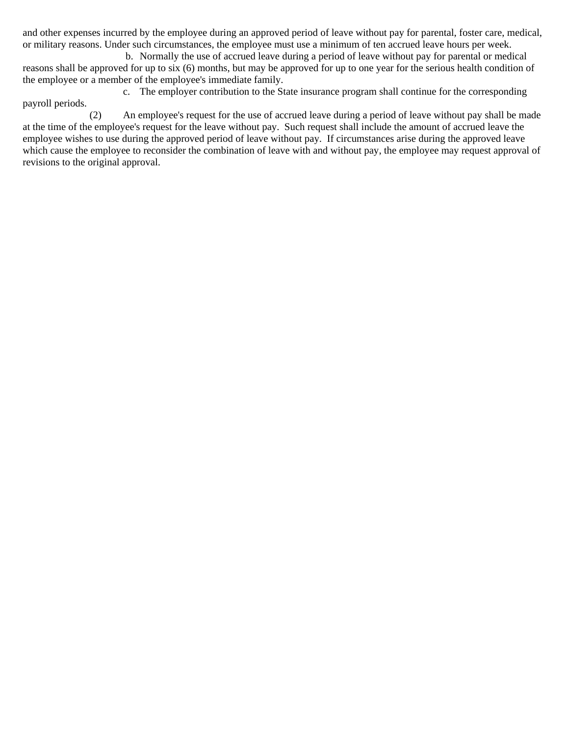and other expenses incurred by the employee during an approved period of leave without pay for parental, foster care, medical, or military reasons. Under such circumstances, the employee must use a minimum of ten accrued leave hours per week.

b. Normally the use of accrued leave during a period of leave without pay for parental or medical reasons shall be approved for up to six (6) months, but may be approved for up to one year for the serious health condition of the employee or a member of the employee's immediate family.

c. The employer contribution to the State insurance program shall continue for the corresponding payroll periods.

(2) An employee's request for the use of accrued leave during a period of leave without pay shall be made at the time of the employee's request for the leave without pay. Such request shall include the amount of accrued leave the employee wishes to use during the approved period of leave without pay. If circumstances arise during the approved leave which cause the employee to reconsider the combination of leave with and without pay, the employee may request approval of revisions to the original approval.